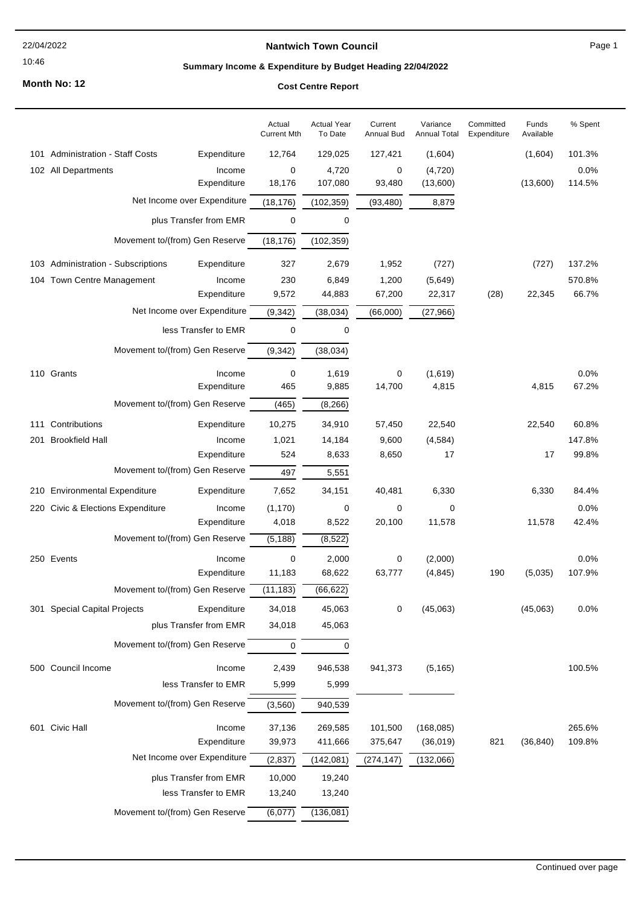# Nantwich Town Council

22/04/2022
10:46

## Summary Income & Expenditure by Budget Heading 22/04/2022

**Month No: 12**

**Cost Centre Report**

| | | | Actual Current Mth | Actual Year To Date | Current Annual Bud | Variance Annual Total | Committed Expenditure | Funds Available | % Spent |
|---|---|---|---|---|---|---|---|---|---|
| 101 | Administration - Staff Costs | Expenditure | 12,764 | 129,025 | 127,421 | (1,604) | | (1,604) | 101.3% |
| 102 | All Departments | Income | 0 | 4,720 | 0 | (4,720) | | | 0.0% |
| | | Expenditure | 18,176 | 107,080 | 93,480 | (13,600) | | (13,600) | 114.5% |
| | | Net Income over Expenditure | (18,176) | (102,359) | (93,480) | 8,879 | | | |
| | | plus Transfer from EMR | 0 | 0 | | | | | |
| | | Movement to/(from) Gen Reserve | (18,176) | (102,359) | | | | | |
| 103 | Administration - Subscriptions | Expenditure | 327 | 2,679 | 1,952 | (727) | | (727) | 137.2% |
| 104 | Town Centre Management | Income | 230 | 6,849 | 1,200 | (5,649) | | | 570.8% |
| | | Expenditure | 9,572 | 44,883 | 67,200 | 22,317 | (28) | 22,345 | 66.7% |
| | | Net Income over Expenditure | (9,342) | (38,034) | (66,000) | (27,966) | | | |
| | | less Transfer to EMR | 0 | 0 | | | | | |
| | | Movement to/(from) Gen Reserve | (9,342) | (38,034) | | | | | |
| 110 | Grants | Income | 0 | 1,619 | 0 | (1,619) | | | 0.0% |
| | | Expenditure | 465 | 9,885 | 14,700 | 4,815 | | 4,815 | 67.2% |
| | | Movement to/(from) Gen Reserve | (465) | (8,266) | | | | | |
| 111 | Contributions | Expenditure | 10,275 | 34,910 | 57,450 | 22,540 | | 22,540 | 60.8% |
| 201 | Brookfield Hall | Income | 1,021 | 14,184 | 9,600 | (4,584) | | | 147.8% |
| | | Expenditure | 524 | 8,633 | 8,650 | 17 | | 17 | 99.8% |
| | | Movement to/(from) Gen Reserve | 497 | 5,551 | | | | | |
| 210 | Environmental Expenditure | Expenditure | 7,652 | 34,151 | 40,481 | 6,330 | | 6,330 | 84.4% |
| 220 | Civic & Elections Expenditure | Income | (1,170) | 0 | 0 | 0 | | | 0.0% |
| | | Expenditure | 4,018 | 8,522 | 20,100 | 11,578 | | 11,578 | 42.4% |
| | | Movement to/(from) Gen Reserve | (5,188) | (8,522) | | | | | |
| 250 | Events | Income | 0 | 2,000 | 0 | (2,000) | | | 0.0% |
| | | Expenditure | 11,183 | 68,622 | 63,777 | (4,845) | 190 | (5,035) | 107.9% |
| | | Movement to/(from) Gen Reserve | (11,183) | (66,622) | | | | | |
| 301 | Special Capital Projects | Expenditure | 34,018 | 45,063 | 0 | (45,063) | | (45,063) | 0.0% |
| | | plus Transfer from EMR | 34,018 | 45,063 | | | | | |
| | | Movement to/(from) Gen Reserve | 0 | 0 | | | | | |
| 500 | Council Income | Income | 2,439 | 946,538 | 941,373 | (5,165) | | | 100.5% |
| | | less Transfer to EMR | 5,999 | 5,999 | | | | | |
| | | Movement to/(from) Gen Reserve | (3,560) | 940,539 | | | | | |
| 601 | Civic Hall | Income | 37,136 | 269,585 | 101,500 | (168,085) | | | 265.6% |
| | | Expenditure | 39,973 | 411,666 | 375,647 | (36,019) | 821 | (36,840) | 109.8% |
| | | Net Income over Expenditure | (2,837) | (142,081) | (274,147) | (132,066) | | | |
| | | plus Transfer from EMR | 10,000 | 19,240 | | | | | |
| | | less Transfer to EMR | 13,240 | 13,240 | | | | | |
| | | Movement to/(from) Gen Reserve | (6,077) | (136,081) | | | | | |

Continued over page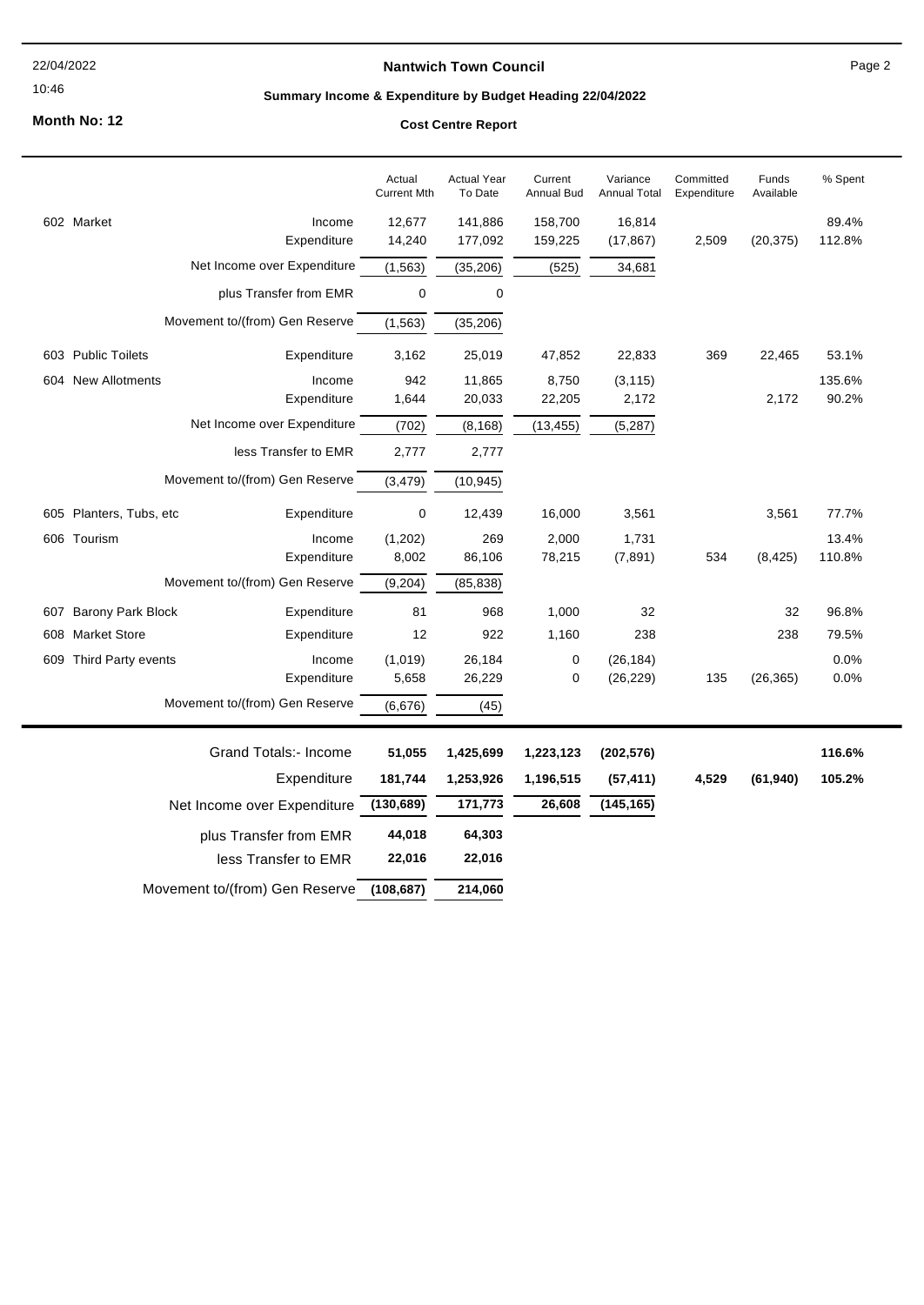**Nantwich Town Council**

**Summary Income & Expenditure by Budget Heading 22/04/2022**

**Month No: 12**

**Cost Centre Report**

| | | Actual Current Mth | Actual Year To Date | Current Annual Bud | Variance Annual Total | Committed Expenditure | Funds Available | % Spent |
|---|---|---|---|---|---|---|---|---|
| 602 Market | Income | 12,677 | 141,886 | 158,700 | 16,814 | | | 89.4% |
| | Expenditure | 14,240 | 177,092 | 159,225 | (17,867) | 2,509 | (20,375) | 112.8% |
| | Net Income over Expenditure | (1,563) | (35,206) | (525) | 34,681 | | | |
| | plus Transfer from EMR | 0 | 0 | | | | | |
| | Movement to/(from) Gen Reserve | (1,563) | (35,206) | | | | | |
| 603 Public Toilets | Expenditure | 3,162 | 25,019 | 47,852 | 22,833 | 369 | 22,465 | 53.1% |
| 604 New Allotments | Income | 942 | 11,865 | 8,750 | (3,115) | | | 135.6% |
| | Expenditure | 1,644 | 20,033 | 22,205 | 2,172 | | 2,172 | 90.2% |
| | Net Income over Expenditure | (702) | (8,168) | (13,455) | (5,287) | | | |
| | less Transfer to EMR | 2,777 | 2,777 | | | | | |
| | Movement to/(from) Gen Reserve | (3,479) | (10,945) | | | | | |
| 605 Planters, Tubs, etc | Expenditure | 0 | 12,439 | 16,000 | 3,561 | | 3,561 | 77.7% |
| 606 Tourism | Income | (1,202) | 269 | 2,000 | 1,731 | | | 13.4% |
| | Expenditure | 8,002 | 86,106 | 78,215 | (7,891) | 534 | (8,425) | 110.8% |
| | Movement to/(from) Gen Reserve | (9,204) | (85,838) | | | | | |
| 607 Barony Park Block | Expenditure | 81 | 968 | 1,000 | 32 | | 32 | 96.8% |
| 608 Market Store | Expenditure | 12 | 922 | 1,160 | 238 | | 238 | 79.5% |
| 609 Third Party events | Income | (1,019) | 26,184 | 0 | (26,184) | | | 0.0% |
| | Expenditure | 5,658 | 26,229 | 0 | (26,229) | 135 | (26,365) | 0.0% |
| | Movement to/(from) Gen Reserve | (6,676) | (45) | | | | | |
| | **Grand Totals:- Income** | **51,055** | **1,425,699** | **1,223,123** | **(202,576)** | | | **116.6%** |
| | **Expenditure** | **181,744** | **1,253,926** | **1,196,515** | **(57,411)** | **4,529** | **(61,940)** | **105.2%** |
| | **Net Income over Expenditure** | **(130,689)** | **171,773** | **26,608** | **(145,165)** | | | |
| | **plus Transfer from EMR** | **44,018** | **64,303** | | | | | |
| | **less Transfer to EMR** | **22,016** | **22,016** | | | | | |
| | **Movement to/(from) Gen Reserve** | **(108,687)** | **214,060** | | | | | |